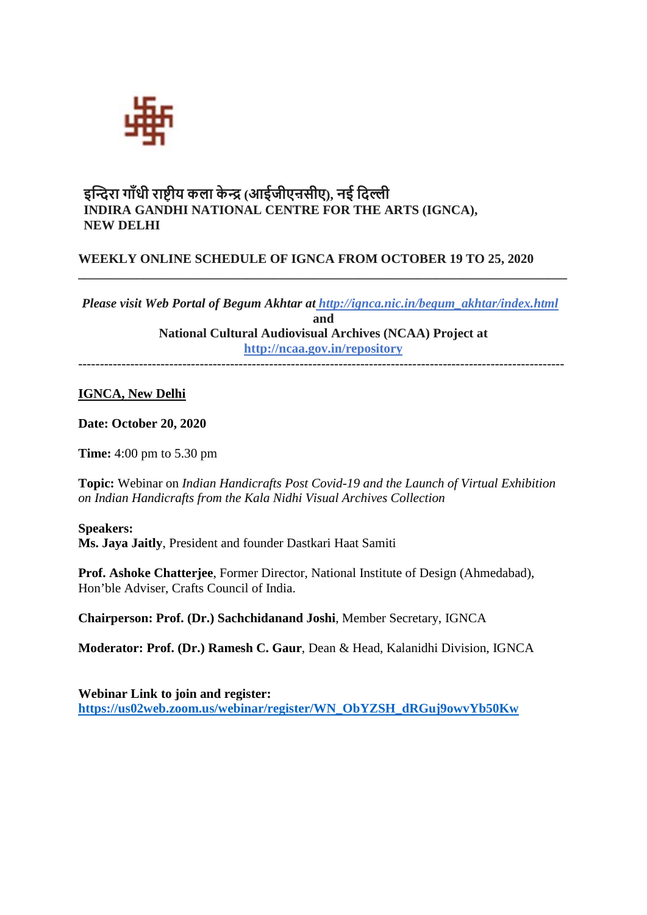इन्दिरा गाँधी राष्ट्रीय कला केन्द्र (आईजीएनसीए), नई दिल्ली
**INDIRA GANDHI NATIONAL CENTRE FOR THE ARTS (IGNCA), NEW DELHI**

## WEEKLY ONLINE SCHEDULE OF IGNCA FROM OCTOBER 19 TO 25, 2020

---

***Please visit Web Portal of Begum Akhtar at*** ***http://ignca.nic.in/begum_akhtar/index.html***
**and**
**National Cultural Audiovisual Archives (NCAA) Project at**
**http://ncaa.gov.in/repository**

---

**IGNCA, New Delhi**

**Date: October 20, 2020**

**Time:** 4:00 pm to 5.30 pm

**Topic:** Webinar on *Indian Handicrafts Post Covid-19 and the Launch of Virtual Exhibition on Indian Handicrafts from the Kala Nidhi Visual Archives Collection*

**Speakers:**
**Ms. Jaya Jaitly**, President and founder Dastkari Haat Samiti

**Prof. Ashoke Chatterjee**, Former Director, National Institute of Design (Ahmedabad), Hon'ble Adviser, Crafts Council of India.

**Chairperson: Prof. (Dr.) Sachchidanand Joshi**, Member Secretary, IGNCA

**Moderator: Prof. (Dr.) Ramesh C. Gaur**, Dean & Head, Kalanidhi Division, IGNCA

**Webinar Link to join and register:**
**https://us02web.zoom.us/webinar/register/WN_ObYZSH_dRGuj9owvYb50Kw**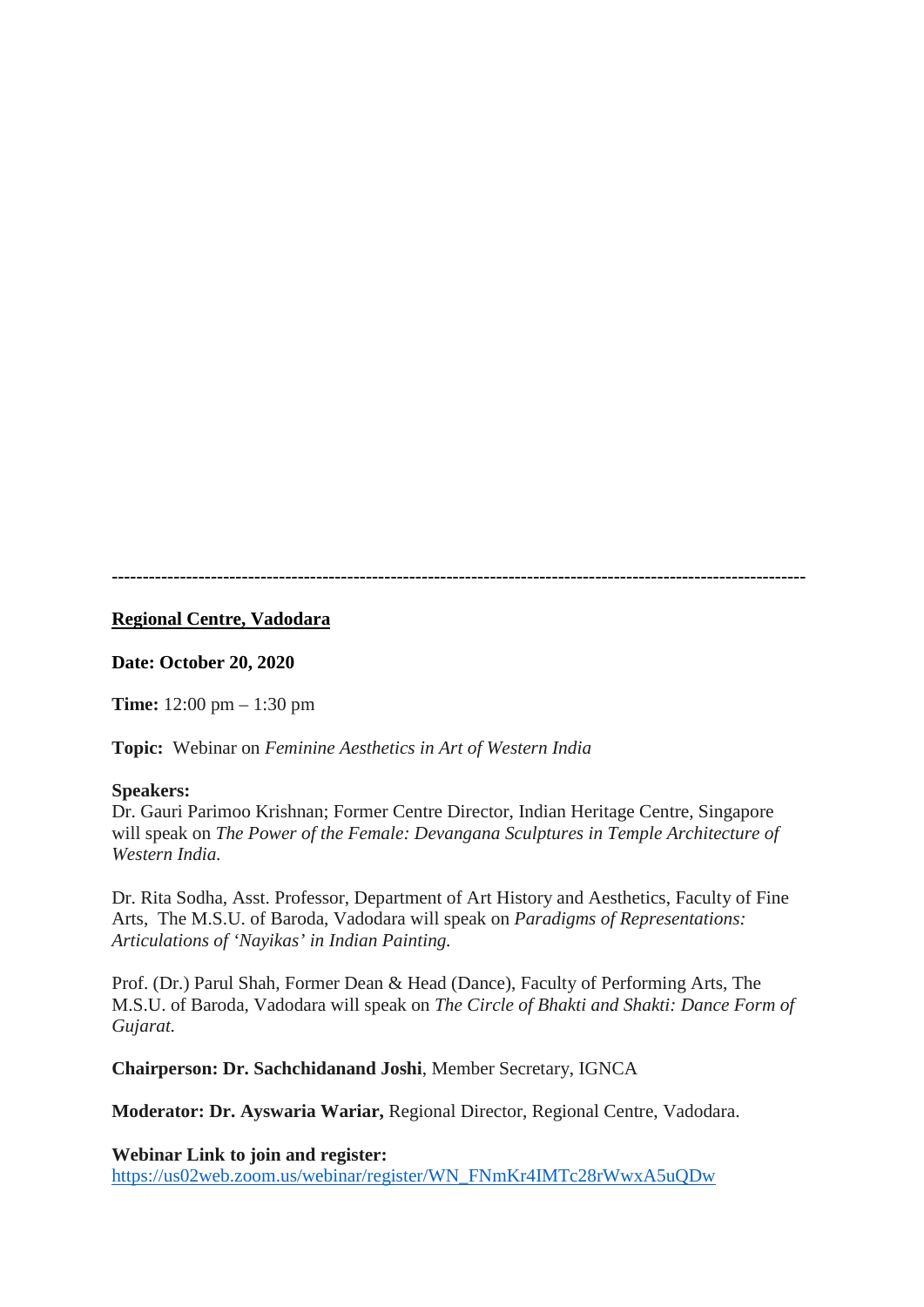---

**Regional Centre, Vadodara**

**Date: October 20, 2020**

**Time:** 12:00 pm – 1:30 pm

**Topic:** Webinar on *Feminine Aesthetics in Art of Western India*

**Speakers:**
Dr. Gauri Parimoo Krishnan; Former Centre Director, Indian Heritage Centre, Singapore will speak on *The Power of the Female: Devangana Sculptures in Temple Architecture of Western India.*

Dr. Rita Sodha, Asst. Professor, Department of Art History and Aesthetics, Faculty of Fine Arts, The M.S.U. of Baroda, Vadodara will speak on *Paradigms of Representations: Articulations of 'Nayikas' in Indian Painting.*

Prof. (Dr.) Parul Shah, Former Dean & Head (Dance), Faculty of Performing Arts, The M.S.U. of Baroda, Vadodara will speak on *The Circle of Bhakti and Shakti: Dance Form of Gujarat.*

**Chairperson: Dr. Sachchidanand Joshi**, Member Secretary, IGNCA

**Moderator: Dr. Ayswaria Wariar,** Regional Director, Regional Centre, Vadodara.

**Webinar Link to join and register:**
https://us02web.zoom.us/webinar/register/WN_FNmKr4IMTc28rWwxA5uQDw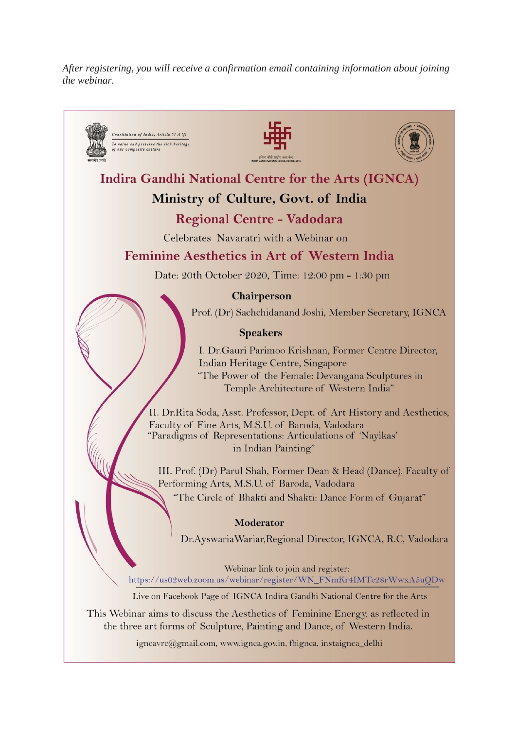*After registering, you will receive a confirmation email containing information about joining the webinar.*

*Constitution of India, Article 51 A (f)*
*To value and preserve the rich heritage of our composite culture*

सत्यमेव जयते

इंदिरा गांधी राष्ट्रीय कला केंद्र
INDIRA GANDHI NATIONAL CENTRE FOR THE ARTS

# Indira Gandhi National Centre for the Arts (IGNCA)

## Ministry of Culture, Govt. of India

## Regional Centre - Vadodara

Celebrates Navaratri with a Webinar on

## Feminine Aesthetics in Art of Western India

Date: 20th October 2020, Time: 12:00 pm - 1:30 pm

**Chairperson**

Prof. (Dr) Sachchidanand Joshi, Member Secretary, IGNCA

**Speakers**

I. Dr.Gauri Parimoo Krishnan, Former Centre Director, Indian Heritage Centre, Singapore
"The Power of the Female: Devangana Sculptures in Temple Architecture of Western India"

II. Dr.Rita Soda, Asst. Professor, Dept. of Art History and Aesthetics, Faculty of Fine Arts, M.S.U. of Baroda, Vadodara
"Paradigms of Representations: Articulations of 'Nayikas' in Indian Painting"

III. Prof. (Dr) Parul Shah, Former Dean & Head (Dance), Faculty of Performing Arts, M.S.U. of Baroda, Vadodara
"The Circle of Bhakti and Shakti: Dance Form of Gujarat"

**Moderator**

Dr.AyswariaWariar,Regional Director, IGNCA, R.C, Vadodara

Webinar link to join and register:
https://us02web.zoom.us/webinar/register/WN_FNmKr4IMTc28rWwxA5uQDw

Live on Facebook Page of IGNCA Indira Gandhi National Centre for the Arts

This Webinar aims to discuss the Aesthetics of Feminine Energy, as reflected in the three art forms of Sculpture, Painting and Dance, of Western India.

igncavrc@gmail.com, www.ignca.gov.in, fbignca, instaignca_delhi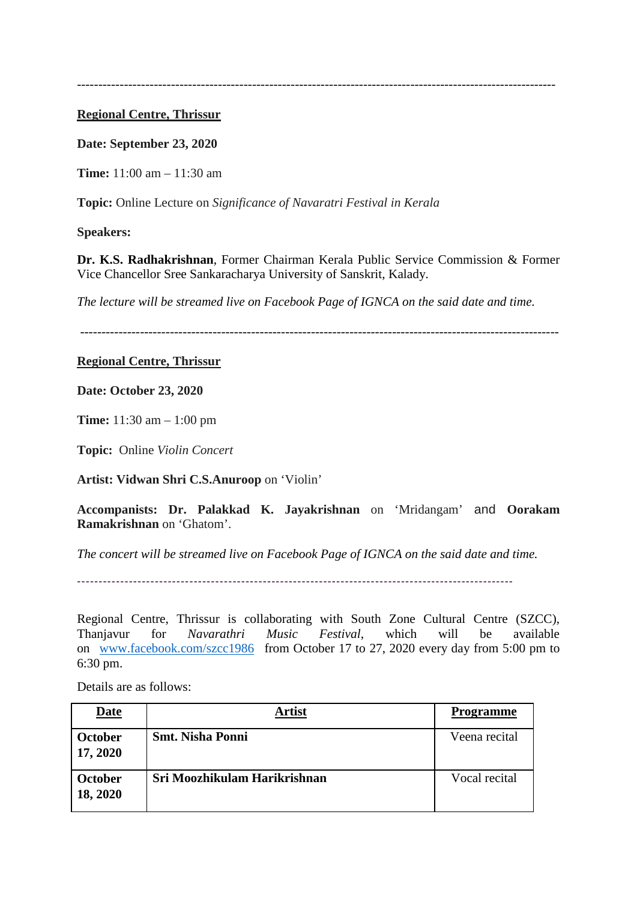---

**Regional Centre, Thrissur**

**Date: September 23, 2020**

**Time:** 11:00 am – 11:30 am

**Topic:** Online Lecture on *Significance of Navaratri Festival in Kerala*

**Speakers:**

**Dr. K.S. Radhakrishnan**, Former Chairman Kerala Public Service Commission & Former Vice Chancellor Sree Sankaracharya University of Sanskrit, Kalady.

*The lecture will be streamed live on Facebook Page of IGNCA on the said date and time.*

---

**Regional Centre, Thrissur**

**Date: October 23, 2020**

**Time:** 11:30 am – 1:00 pm

**Topic:** Online *Violin Concert*

**Artist: Vidwan Shri C.S.Anuroop** on 'Violin'

**Accompanists: Dr. Palakkad K. Jayakrishnan** on 'Mridangam' and **Oorakam Ramakrishnan** on 'Ghatom'.

*The concert will be streamed live on Facebook Page of IGNCA on the said date and time.*

---

Regional Centre, Thrissur is collaborating with South Zone Cultural Centre (SZCC), Thanjavur for *Navarathri Music Festival*, which will be available on www.facebook.com/szcc1986 from October 17 to 27, 2020 every day from 5:00 pm to 6:30 pm.

Details are as follows:

| Date | Artist | Programme |
|---|---|---|
| **October 17, 2020** | **Smt. Nisha Ponni** | Veena recital |
| **October 18, 2020** | **Sri Moozhikulam Harikrishnan** | Vocal recital |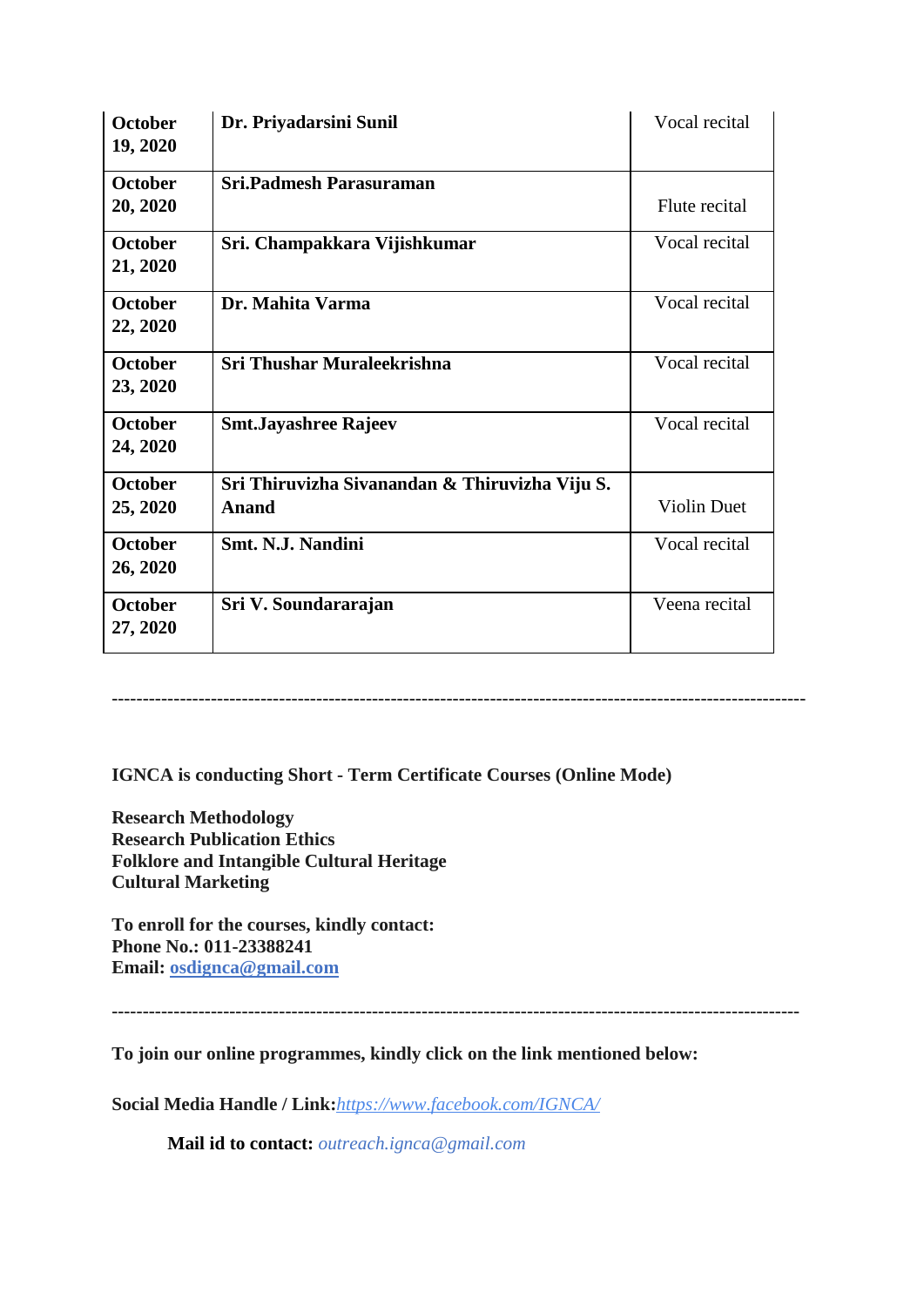| **October 19, 2020** | **Dr. Priyadarsini Sunil** | Vocal recital |
|---|---|---|
| **October 20, 2020** | **Sri.Padmesh Parasuraman** | Flute recital |
| **October 21, 2020** | **Sri. Champakkara Vijishkumar** | Vocal recital |
| **October 22, 2020** | **Dr. Mahita Varma** | Vocal recital |
| **October 23, 2020** | **Sri Thushar Muraleekrishna** | Vocal recital |
| **October 24, 2020** | **Smt.Jayashree Rajeev** | Vocal recital |
| **October 25, 2020** | **Sri Thiruvizha Sivanandan & Thiruvizha Viju S. Anand** | Violin Duet |
| **October 26, 2020** | **Smt. N.J. Nandini** | Vocal recital |
| **October 27, 2020** | **Sri V. Soundararajan** | Veena recital |

---

**IGNCA is conducting Short - Term Certificate Courses (Online Mode)**

**Research Methodology**
**Research Publication Ethics**
**Folklore and Intangible Cultural Heritage**
**Cultural Marketing**

**To enroll for the courses, kindly contact:**
**Phone No.: 011-23388241**
**Email: osdignca@gmail.com**

---

**To join our online programmes, kindly click on the link mentioned below:**

**Social Media Handle / Link:***https://www.facebook.com/IGNCA/*

**Mail id to contact:** *outreach.ignca@gmail.com*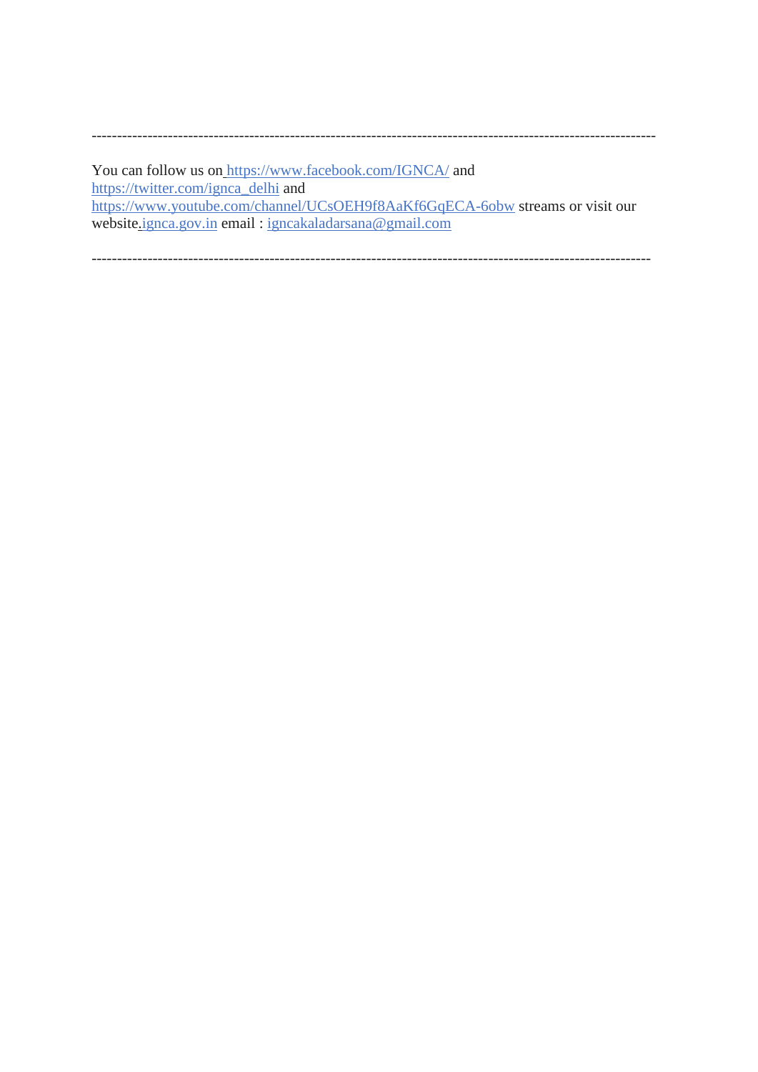---

You can follow us on https://www.facebook.com/IGNCA/ and https://twitter.com/ignca_delhi and https://www.youtube.com/channel/UCsOEH9f8AaKf6GqECA-6obw streams or visit our website.ignca.gov.in email : igncakaladarsana@gmail.com

---